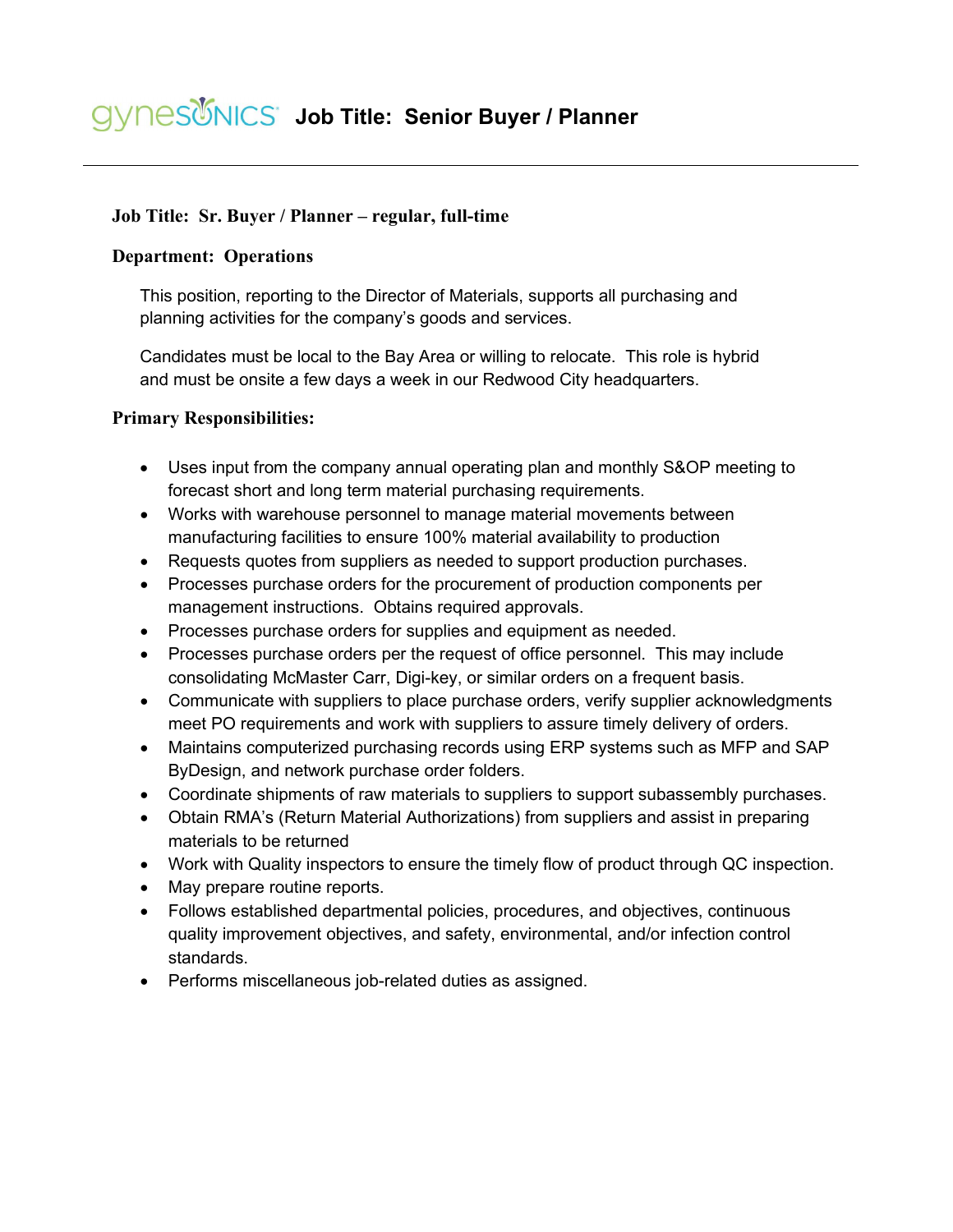# gynesonics Job Title: Senior Buyer / Planner

**Job Title: Sr. Buyer / Planner – regular, full-time**

**Department: Operations**

This position, reporting to the Director of Materials, supports all purchasing and planning activities for the company's goods and services.

Candidates must be local to the Bay Area or willing to relocate. This role is hybrid and must be onsite a few days a week in our Redwood City headquarters.

**Primary Responsibilities:**

- Uses input from the company annual operating plan and monthly S&OP meeting to forecast short and long term material purchasing requirements.
- Works with warehouse personnel to manage material movements between manufacturing facilities to ensure 100% material availability to production
- Requests quotes from suppliers as needed to support production purchases.
- Processes purchase orders for the procurement of production components per management instructions. Obtains required approvals.
- Processes purchase orders for supplies and equipment as needed.
- Processes purchase orders per the request of office personnel. This may include consolidating McMaster Carr, Digi-key, or similar orders on a frequent basis.
- Communicate with suppliers to place purchase orders, verify supplier acknowledgments meet PO requirements and work with suppliers to assure timely delivery of orders.
- Maintains computerized purchasing records using ERP systems such as MFP and SAP ByDesign, and network purchase order folders.
- Coordinate shipments of raw materials to suppliers to support subassembly purchases.
- Obtain RMA's (Return Material Authorizations) from suppliers and assist in preparing materials to be returned
- Work with Quality inspectors to ensure the timely flow of product through QC inspection.
- May prepare routine reports.
- Follows established departmental policies, procedures, and objectives, continuous quality improvement objectives, and safety, environmental, and/or infection control standards.
- Performs miscellaneous job-related duties as assigned.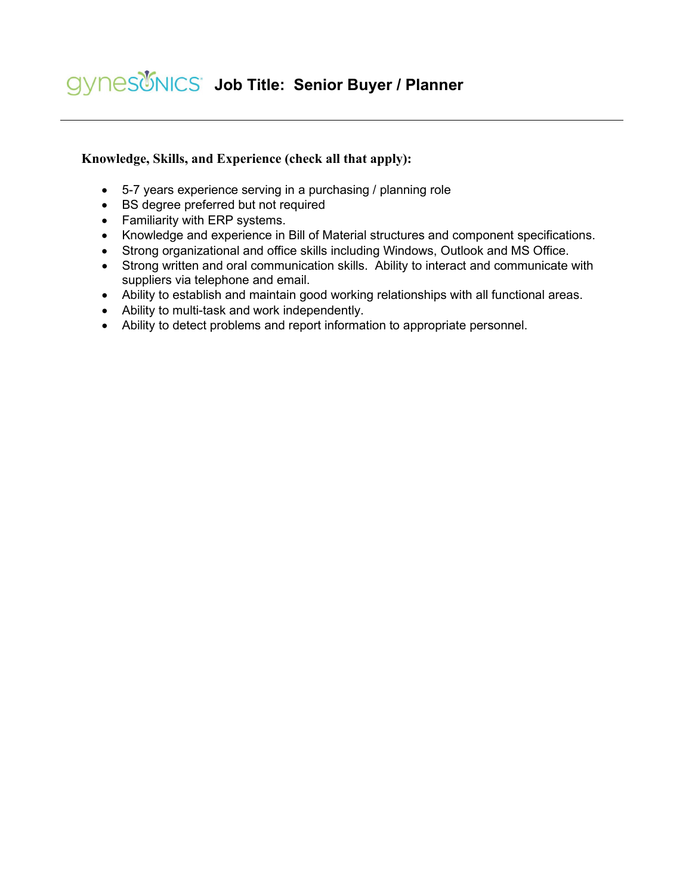gynesonics Job Title: Senior Buyer / Planner

---

**Knowledge, Skills, and Experience (check all that apply):**

- 5-7 years experience serving in a purchasing / planning role
- BS degree preferred but not required
- Familiarity with ERP systems.
- Knowledge and experience in Bill of Material structures and component specifications.
- Strong organizational and office skills including Windows, Outlook and MS Office.
- Strong written and oral communication skills. Ability to interact and communicate with suppliers via telephone and email.
- Ability to establish and maintain good working relationships with all functional areas.
- Ability to multi-task and work independently.
- Ability to detect problems and report information to appropriate personnel.